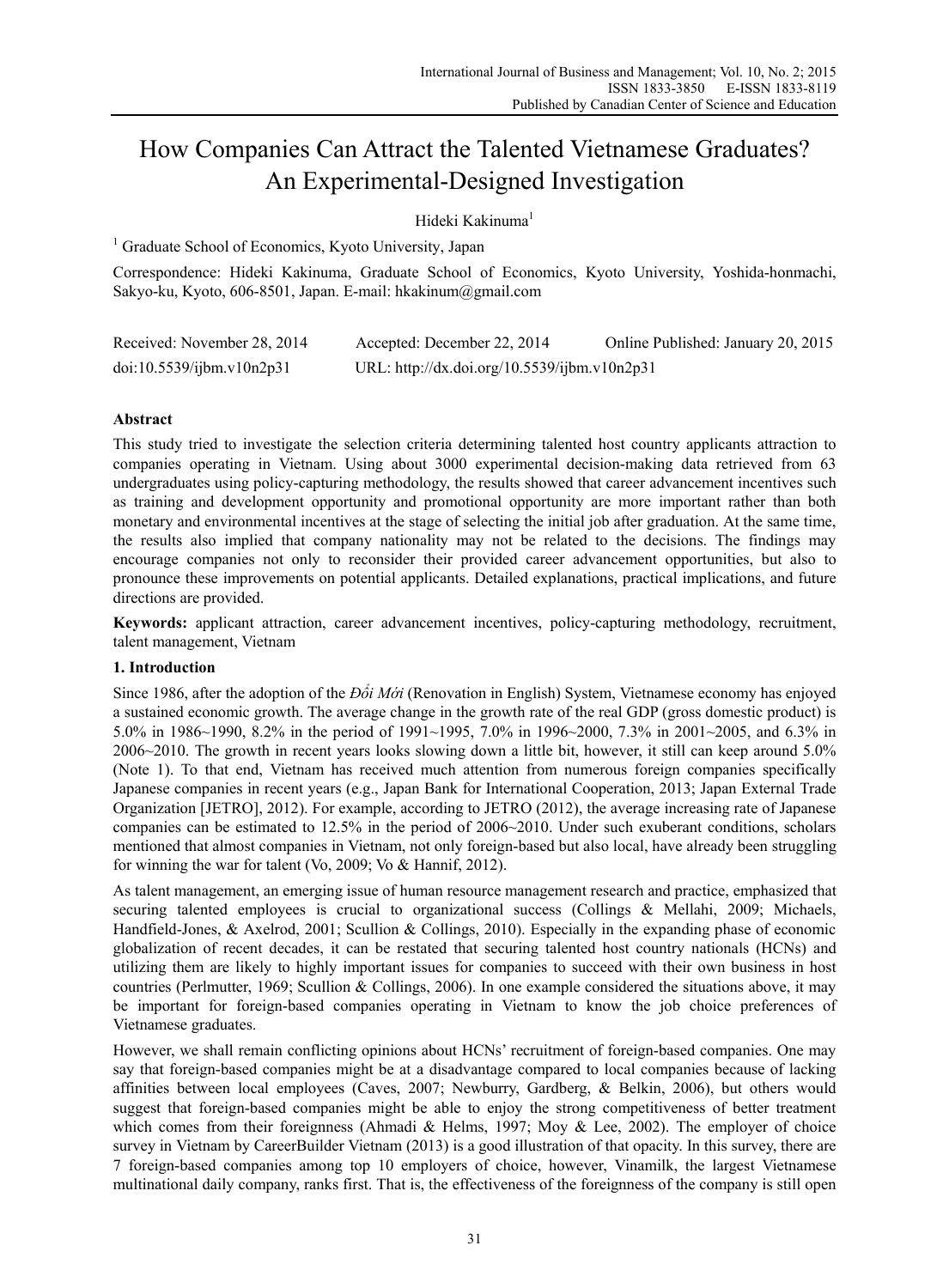# How Companies Can Attract the Talented Vietnamese Graduates? An Experimental-Designed Investigation

Hideki Kakinuma[1]

[1] Graduate School of Economics, Kyoto University, Japan

Correspondence: Hideki Kakinuma, Graduate School of Economics, Kyoto University, Yoshida-honmachi, Sakyo-ku, Kyoto, 606-8501, Japan. E-mail: hkakinum@gmail.com

Received: November 28, 2014   Accepted: December 22, 2014   Online Published: January 20, 2015

doi:10.5539/ijbm.v10n2p31   URL: http://dx.doi.org/10.5539/ijbm.v10n2p31

## Abstract

This study tried to investigate the selection criteria determining talented host country applicants attraction to companies operating in Vietnam. Using about 3000 experimental decision-making data retrieved from 63 undergraduates using policy-capturing methodology, the results showed that career advancement incentives such as training and development opportunity and promotional opportunity are more important rather than both monetary and environmental incentives at the stage of selecting the initial job after graduation. At the same time, the results also implied that company nationality may not be related to the decisions. The findings may encourage companies not only to reconsider their provided career advancement opportunities, but also to pronounce these improvements on potential applicants. Detailed explanations, practical implications, and future directions are provided.

**Keywords:** applicant attraction, career advancement incentives, policy-capturing methodology, recruitment, talent management, Vietnam

## 1. Introduction

Since 1986, after the adoption of the *Đổi Mới* (Renovation in English) System, Vietnamese economy has enjoyed a sustained economic growth. The average change in the growth rate of the real GDP (gross domestic product) is 5.0% in 1986~1990, 8.2% in the period of 1991~1995, 7.0% in 1996~2000, 7.3% in 2001~2005, and 6.3% in 2006~2010. The growth in recent years looks slowing down a little bit, however, it still can keep around 5.0% (Note 1). To that end, Vietnam has received much attention from numerous foreign companies specifically Japanese companies in recent years (e.g., Japan Bank for International Cooperation, 2013; Japan External Trade Organization [JETRO], 2012). For example, according to JETRO (2012), the average increasing rate of Japanese companies can be estimated to 12.5% in the period of 2006~2010. Under such exuberant conditions, scholars mentioned that almost companies in Vietnam, not only foreign-based but also local, have already been struggling for winning the war for talent (Vo, 2009; Vo & Hannif, 2012).

As talent management, an emerging issue of human resource management research and practice, emphasized that securing talented employees is crucial to organizational success (Collings & Mellahi, 2009; Michaels, Handfield-Jones, & Axelrod, 2001; Scullion & Collings, 2010). Especially in the expanding phase of economic globalization of recent decades, it can be restated that securing talented host country nationals (HCNs) and utilizing them are likely to highly important issues for companies to succeed with their own business in host countries (Perlmutter, 1969; Scullion & Collings, 2006). In one example considered the situations above, it may be important for foreign-based companies operating in Vietnam to know the job choice preferences of Vietnamese graduates.

However, we shall remain conflicting opinions about HCNs' recruitment of foreign-based companies. One may say that foreign-based companies might be at a disadvantage compared to local companies because of lacking affinities between local employees (Caves, 2007; Newburry, Gardberg, & Belkin, 2006), but others would suggest that foreign-based companies might be able to enjoy the strong competitiveness of better treatment which comes from their foreignness (Ahmadi & Helms, 1997; Moy & Lee, 2002). The employer of choice survey in Vietnam by CareerBuilder Vietnam (2013) is a good illustration of that opacity. In this survey, there are 7 foreign-based companies among top 10 employers of choice, however, Vinamilk, the largest Vietnamese multinational daily company, ranks first. That is, the effectiveness of the foreignness of the company is still open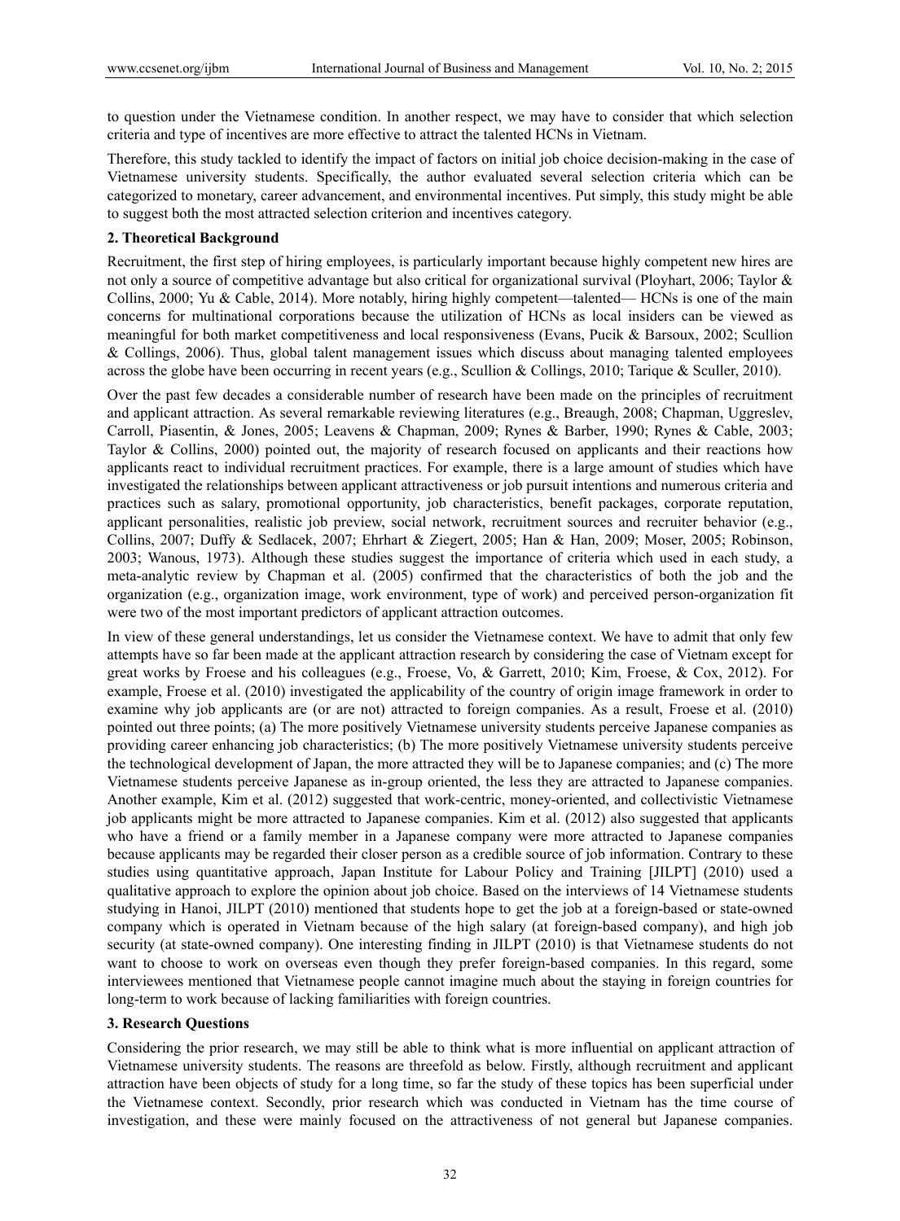to question under the Vietnamese condition. In another respect, we may have to consider that which selection criteria and type of incentives are more effective to attract the talented HCNs in Vietnam.

Therefore, this study tackled to identify the impact of factors on initial job choice decision-making in the case of Vietnamese university students. Specifically, the author evaluated several selection criteria which can be categorized to monetary, career advancement, and environmental incentives. Put simply, this study might be able to suggest both the most attracted selection criterion and incentives category.

## 2. Theoretical Background

Recruitment, the first step of hiring employees, is particularly important because highly competent new hires are not only a source of competitive advantage but also critical for organizational survival (Ployhart, 2006; Taylor & Collins, 2000; Yu & Cable, 2014). More notably, hiring highly competent—talented— HCNs is one of the main concerns for multinational corporations because the utilization of HCNs as local insiders can be viewed as meaningful for both market competitiveness and local responsiveness (Evans, Pucik & Barsoux, 2002; Scullion & Collings, 2006). Thus, global talent management issues which discuss about managing talented employees across the globe have been occurring in recent years (e.g., Scullion & Collings, 2010; Tarique & Sculler, 2010).

Over the past few decades a considerable number of research have been made on the principles of recruitment and applicant attraction. As several remarkable reviewing literatures (e.g., Breaugh, 2008; Chapman, Uggreslev, Carroll, Piasentin, & Jones, 2005; Leavens & Chapman, 2009; Rynes & Barber, 1990; Rynes & Cable, 2003; Taylor & Collins, 2000) pointed out, the majority of research focused on applicants and their reactions how applicants react to individual recruitment practices. For example, there is a large amount of studies which have investigated the relationships between applicant attractiveness or job pursuit intentions and numerous criteria and practices such as salary, promotional opportunity, job characteristics, benefit packages, corporate reputation, applicant personalities, realistic job preview, social network, recruitment sources and recruiter behavior (e.g., Collins, 2007; Duffy & Sedlacek, 2007; Ehrhart & Ziegert, 2005; Han & Han, 2009; Moser, 2005; Robinson, 2003; Wanous, 1973). Although these studies suggest the importance of criteria which used in each study, a meta-analytic review by Chapman et al. (2005) confirmed that the characteristics of both the job and the organization (e.g., organization image, work environment, type of work) and perceived person-organization fit were two of the most important predictors of applicant attraction outcomes.

In view of these general understandings, let us consider the Vietnamese context. We have to admit that only few attempts have so far been made at the applicant attraction research by considering the case of Vietnam except for great works by Froese and his colleagues (e.g., Froese, Vo, & Garrett, 2010; Kim, Froese, & Cox, 2012). For example, Froese et al. (2010) investigated the applicability of the country of origin image framework in order to examine why job applicants are (or are not) attracted to foreign companies. As a result, Froese et al. (2010) pointed out three points; (a) The more positively Vietnamese university students perceive Japanese companies as providing career enhancing job characteristics; (b) The more positively Vietnamese university students perceive the technological development of Japan, the more attracted they will be to Japanese companies; and (c) The more Vietnamese students perceive Japanese as in-group oriented, the less they are attracted to Japanese companies. Another example, Kim et al. (2012) suggested that work-centric, money-oriented, and collectivistic Vietnamese job applicants might be more attracted to Japanese companies. Kim et al. (2012) also suggested that applicants who have a friend or a family member in a Japanese company were more attracted to Japanese companies because applicants may be regarded their closer person as a credible source of job information. Contrary to these studies using quantitative approach, Japan Institute for Labour Policy and Training [JILPT] (2010) used a qualitative approach to explore the opinion about job choice. Based on the interviews of 14 Vietnamese students studying in Hanoi, JILPT (2010) mentioned that students hope to get the job at a foreign-based or state-owned company which is operated in Vietnam because of the high salary (at foreign-based company), and high job security (at state-owned company). One interesting finding in JILPT (2010) is that Vietnamese students do not want to choose to work on overseas even though they prefer foreign-based companies. In this regard, some interviewees mentioned that Vietnamese people cannot imagine much about the staying in foreign countries for long-term to work because of lacking familiarities with foreign countries.

## 3. Research Questions

Considering the prior research, we may still be able to think what is more influential on applicant attraction of Vietnamese university students. The reasons are threefold as below. Firstly, although recruitment and applicant attraction have been objects of study for a long time, so far the study of these topics has been superficial under the Vietnamese context. Secondly, prior research which was conducted in Vietnam has the time course of investigation, and these were mainly focused on the attractiveness of not general but Japanese companies.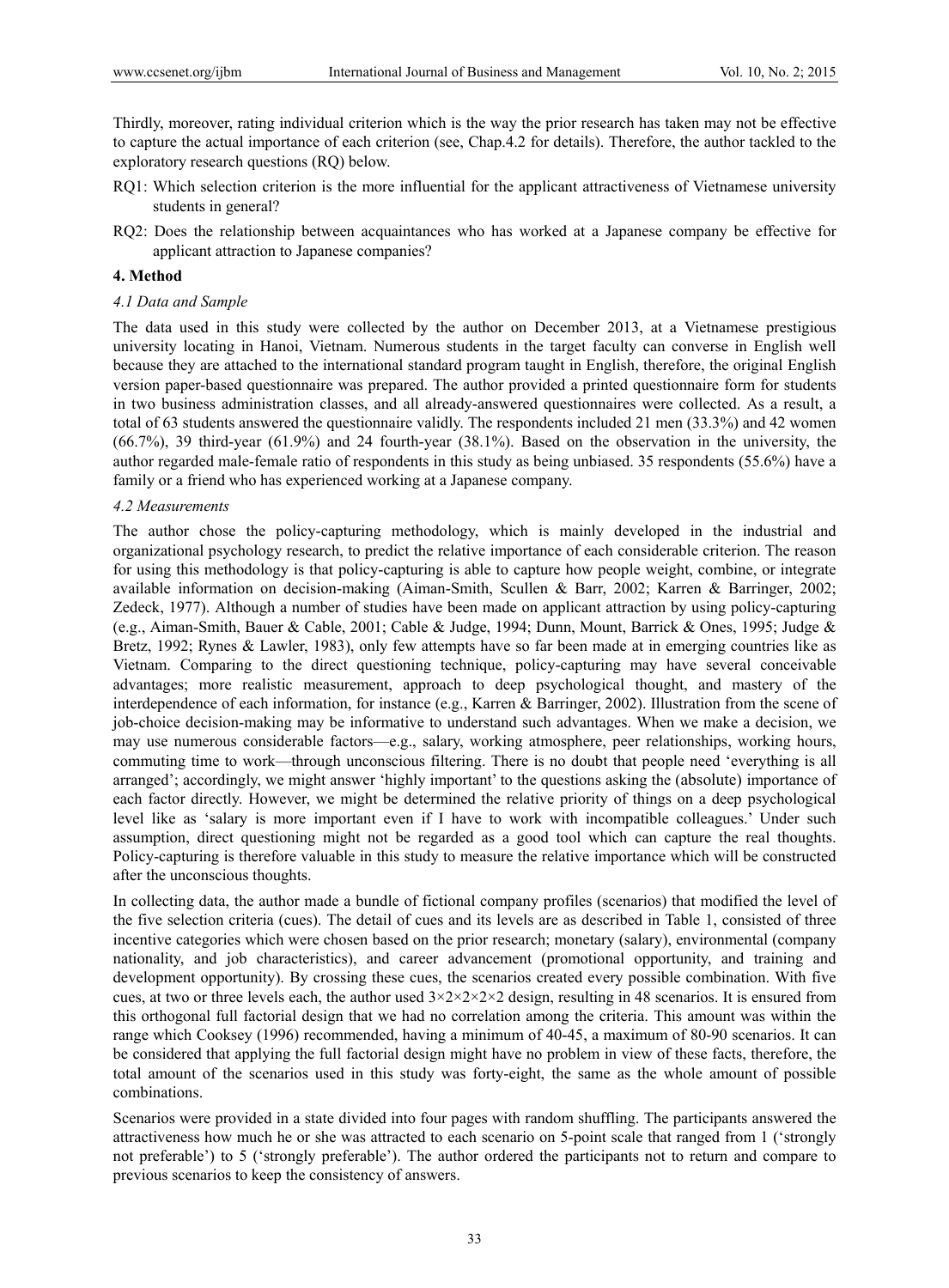Thirdly, moreover, rating individual criterion which is the way the prior research has taken may not be effective to capture the actual importance of each criterion (see, Chap.4.2 for details). Therefore, the author tackled to the exploratory research questions (RQ) below.

RQ1: Which selection criterion is the more influential for the applicant attractiveness of Vietnamese university students in general?

RQ2: Does the relationship between acquaintances who has worked at a Japanese company be effective for applicant attraction to Japanese companies?

## 4. Method

### *4.1 Data and Sample*

The data used in this study were collected by the author on December 2013, at a Vietnamese prestigious university locating in Hanoi, Vietnam. Numerous students in the target faculty can converse in English well because they are attached to the international standard program taught in English, therefore, the original English version paper-based questionnaire was prepared. The author provided a printed questionnaire form for students in two business administration classes, and all already-answered questionnaires were collected. As a result, a total of 63 students answered the questionnaire validly. The respondents included 21 men (33.3%) and 42 women (66.7%), 39 third-year (61.9%) and 24 fourth-year (38.1%). Based on the observation in the university, the author regarded male-female ratio of respondents in this study as being unbiased. 35 respondents (55.6%) have a family or a friend who has experienced working at a Japanese company.

### *4.2 Measurements*

The author chose the policy-capturing methodology, which is mainly developed in the industrial and organizational psychology research, to predict the relative importance of each considerable criterion. The reason for using this methodology is that policy-capturing is able to capture how people weight, combine, or integrate available information on decision-making (Aiman-Smith, Scullen & Barr, 2002; Karren & Barringer, 2002; Zedeck, 1977). Although a number of studies have been made on applicant attraction by using policy-capturing (e.g., Aiman-Smith, Bauer & Cable, 2001; Cable & Judge, 1994; Dunn, Mount, Barrick & Ones, 1995; Judge & Bretz, 1992; Rynes & Lawler, 1983), only few attempts have so far been made at in emerging countries like as Vietnam. Comparing to the direct questioning technique, policy-capturing may have several conceivable advantages; more realistic measurement, approach to deep psychological thought, and mastery of the interdependence of each information, for instance (e.g., Karren & Barringer, 2002). Illustration from the scene of job-choice decision-making may be informative to understand such advantages. When we make a decision, we may use numerous considerable factors—e.g., salary, working atmosphere, peer relationships, working hours, commuting time to work—through unconscious filtering. There is no doubt that people need 'everything is all arranged'; accordingly, we might answer 'highly important' to the questions asking the (absolute) importance of each factor directly. However, we might be determined the relative priority of things on a deep psychological level like as 'salary is more important even if I have to work with incompatible colleagues.' Under such assumption, direct questioning might not be regarded as a good tool which can capture the real thoughts. Policy-capturing is therefore valuable in this study to measure the relative importance which will be constructed after the unconscious thoughts.

In collecting data, the author made a bundle of fictional company profiles (scenarios) that modified the level of the five selection criteria (cues). The detail of cues and its levels are as described in Table 1, consisted of three incentive categories which were chosen based on the prior research; monetary (salary), environmental (company nationality, and job characteristics), and career advancement (promotional opportunity, and training and development opportunity). By crossing these cues, the scenarios created every possible combination. With five cues, at two or three levels each, the author used $3 \times 2 \times 2 \times 2 \times 2$ design, resulting in 48 scenarios. It is ensured from this orthogonal full factorial design that we had no correlation among the criteria. This amount was within the range which Cooksey (1996) recommended, having a minimum of 40-45, a maximum of 80-90 scenarios. It can be considered that applying the full factorial design might have no problem in view of these facts, therefore, the total amount of the scenarios used in this study was forty-eight, the same as the whole amount of possible combinations.

Scenarios were provided in a state divided into four pages with random shuffling. The participants answered the attractiveness how much he or she was attracted to each scenario on 5-point scale that ranged from 1 ('strongly not preferable') to 5 ('strongly preferable'). The author ordered the participants not to return and compare to previous scenarios to keep the consistency of answers.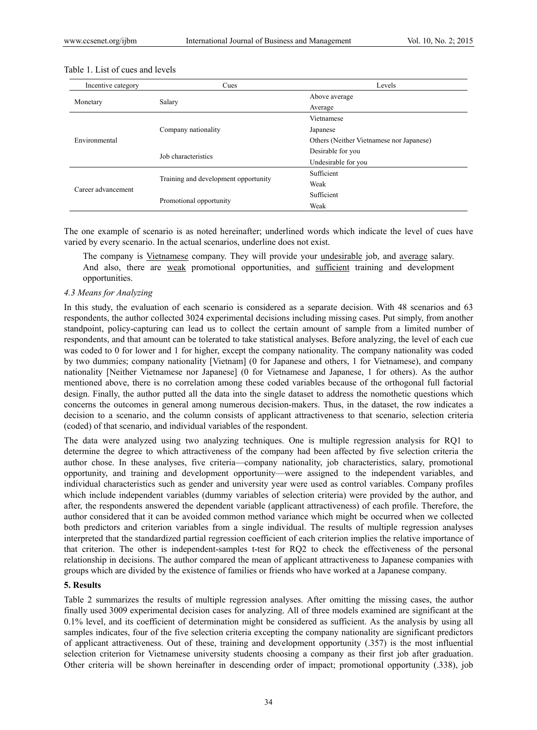Table 1. List of cues and levels

| Incentive category | Cues | Levels |
|---|---|---|
| Monetary | Salary | Above average |
| | | Average |
| Environmental | Company nationality | Vietnamese |
| | | Japanese |
| | | Others (Neither Vietnamese nor Japanese) |
| | Job characteristics | Desirable for you |
| | | Undesirable for you |
| Career advancement | Training and development opportunity | Sufficient |
| | | Weak |
| | Promotional opportunity | Sufficient |
| | | Weak |

The one example of scenario is as noted hereinafter; underlined words which indicate the level of cues have varied by every scenario. In the actual scenarios, underline does not exist.

> The company is <u>Vietnamese</u> company. They will provide your <u>undesirable</u> job, and <u>average</u> salary. And also, there are <u>weak</u> promotional opportunities, and <u>sufficient</u> training and development opportunities.

### 4.3 Means for Analyzing

In this study, the evaluation of each scenario is considered as a separate decision. With 48 scenarios and 63 respondents, the author collected 3024 experimental decisions including missing cases. Put simply, from another standpoint, policy-capturing can lead us to collect the certain amount of sample from a limited number of respondents, and that amount can be tolerated to take statistical analyses. Before analyzing, the level of each cue was coded to 0 for lower and 1 for higher, except the company nationality. The company nationality was coded by two dummies; company nationality [Vietnam] (0 for Japanese and others, 1 for Vietnamese), and company nationality [Neither Vietnamese nor Japanese] (0 for Vietnamese and Japanese, 1 for others). As the author mentioned above, there is no correlation among these coded variables because of the orthogonal full factorial design. Finally, the author putted all the data into the single dataset to address the nomothetic questions which concerns the outcomes in general among numerous decision-makers. Thus, in the dataset, the row indicates a decision to a scenario, and the column consists of applicant attractiveness to that scenario, selection criteria (coded) of that scenario, and individual variables of the respondent.

The data were analyzed using two analyzing techniques. One is multiple regression analysis for RQ1 to determine the degree to which attractiveness of the company had been affected by five selection criteria the author chose. In these analyses, five criteria—company nationality, job characteristics, salary, promotional opportunity, and training and development opportunity—were assigned to the independent variables, and individual characteristics such as gender and university year were used as control variables. Company profiles which include independent variables (dummy variables of selection criteria) were provided by the author, and after, the respondents answered the dependent variable (applicant attractiveness) of each profile. Therefore, the author considered that it can be avoided common method variance which might be occurred when we collected both predictors and criterion variables from a single individual. The results of multiple regression analyses interpreted that the standardized partial regression coefficient of each criterion implies the relative importance of that criterion. The other is independent-samples t-test for RQ2 to check the effectiveness of the personal relationship in decisions. The author compared the mean of applicant attractiveness to Japanese companies with groups which are divided by the existence of families or friends who have worked at a Japanese company.

## 5. Results

Table 2 summarizes the results of multiple regression analyses. After omitting the missing cases, the author finally used 3009 experimental decision cases for analyzing. All of three models examined are significant at the 0.1% level, and its coefficient of determination might be considered as sufficient. As the analysis by using all samples indicates, four of the five selection criteria excepting the company nationality are significant predictors of applicant attractiveness. Out of these, training and development opportunity (.357) is the most influential selection criterion for Vietnamese university students choosing a company as their first job after graduation. Other criteria will be shown hereinafter in descending order of impact; promotional opportunity (.338), job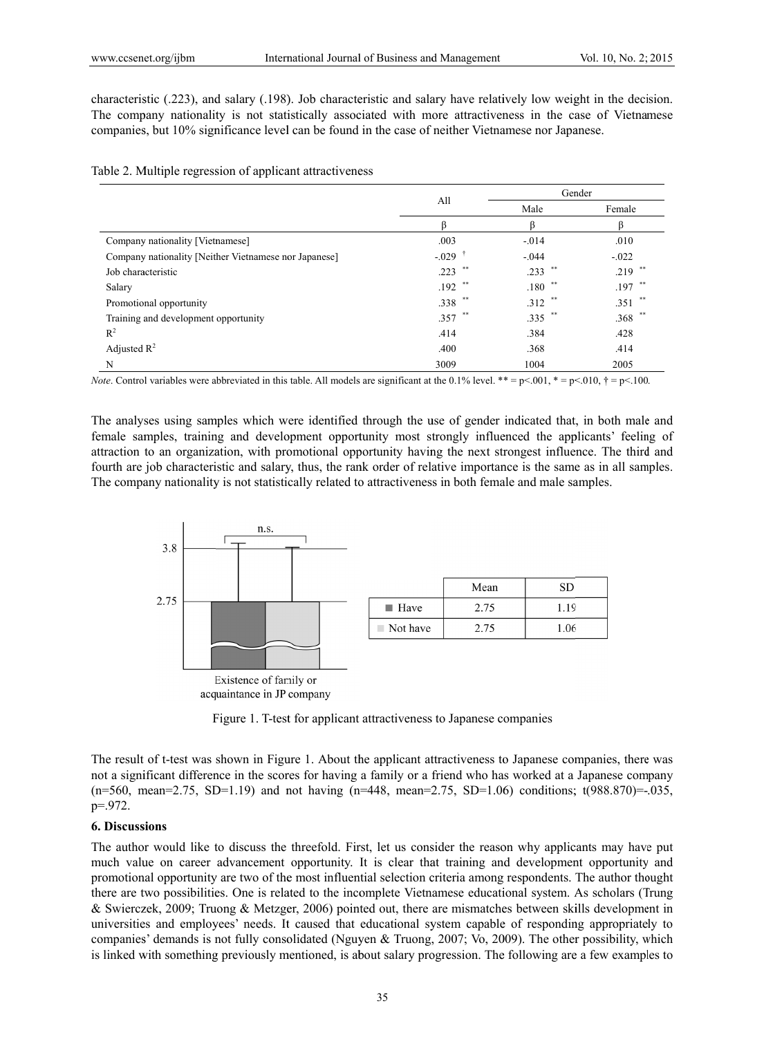characteristic (.223), and salary (.198). Job characteristic and salary have relatively low weight in the decision. The company nationality is not statistically associated with more attractiveness in the case of Vietnamese companies, but 10% significance level can be found in the case of neither Vietnamese nor Japanese.

Table 2. Multiple regression of applicant attractiveness

| | All | Gender | |
|---|---|---|---|
| | | Male | Female |
| | β | β | β |
| Company nationality [Vietnamese] | .003 | -.014 | .010 |
| Company nationality [Neither Vietnamese nor Japanese] | -.029 † | -.044 | -.022 |
| Job characteristic | .223 ** | .233 ** | .219 ** |
| Salary | .192 ** | .180 ** | .197 ** |
| Promotional opportunity | .338 ** | .312 ** | .351 ** |
| Training and development opportunity | .357 ** | .335 ** | .368 ** |
| $R^2$ | .414 | .384 | .428 |
| Adjusted $R^2$ | .400 | .368 | .414 |
| N | 3009 | 1004 | 2005 |

*Note*. Control variables were abbreviated in this table. All models are significant at the 0.1% level. ** = p<.001, * = p<.010, † = p<.100.

The analyses using samples which were identified through the use of gender indicated that, in both male and female samples, training and development opportunity most strongly influenced the applicants' feeling of attraction to an organization, with promotional opportunity having the next strongest influence. The third and fourth are job characteristic and salary, thus, the rank order of relative importance is the same as in all samples. The company nationality is not statistically related to attractiveness in both female and male samples.

| | Mean | SD |
|---|---|---|
| Have | 2.75 | 1.19 |
| Not have | 2.75 | 1.06 |

Figure 1. T-test for applicant attractiveness to Japanese companies

The result of t-test was shown in Figure 1. About the applicant attractiveness to Japanese companies, there was not a significant difference in the scores for having a family or a friend who has worked at a Japanese company (n=560, mean=2.75, SD=1.19) and not having (n=448, mean=2.75, SD=1.06) conditions; t(988.870)=-.035, p=.972.

## 6. Discussions

The author would like to discuss the threefold. First, let us consider the reason why applicants may have put much value on career advancement opportunity. It is clear that training and development opportunity and promotional opportunity are two of the most influential selection criteria among respondents. The author thought there are two possibilities. One is related to the incomplete Vietnamese educational system. As scholars (Trung & Swierczek, 2009; Truong & Metzger, 2006) pointed out, there are mismatches between skills development in universities and employees' needs. It caused that educational system capable of responding appropriately to companies' demands is not fully consolidated (Nguyen & Truong, 2007; Vo, 2009). The other possibility, which is linked with something previously mentioned, is about salary progression. The following are a few examples to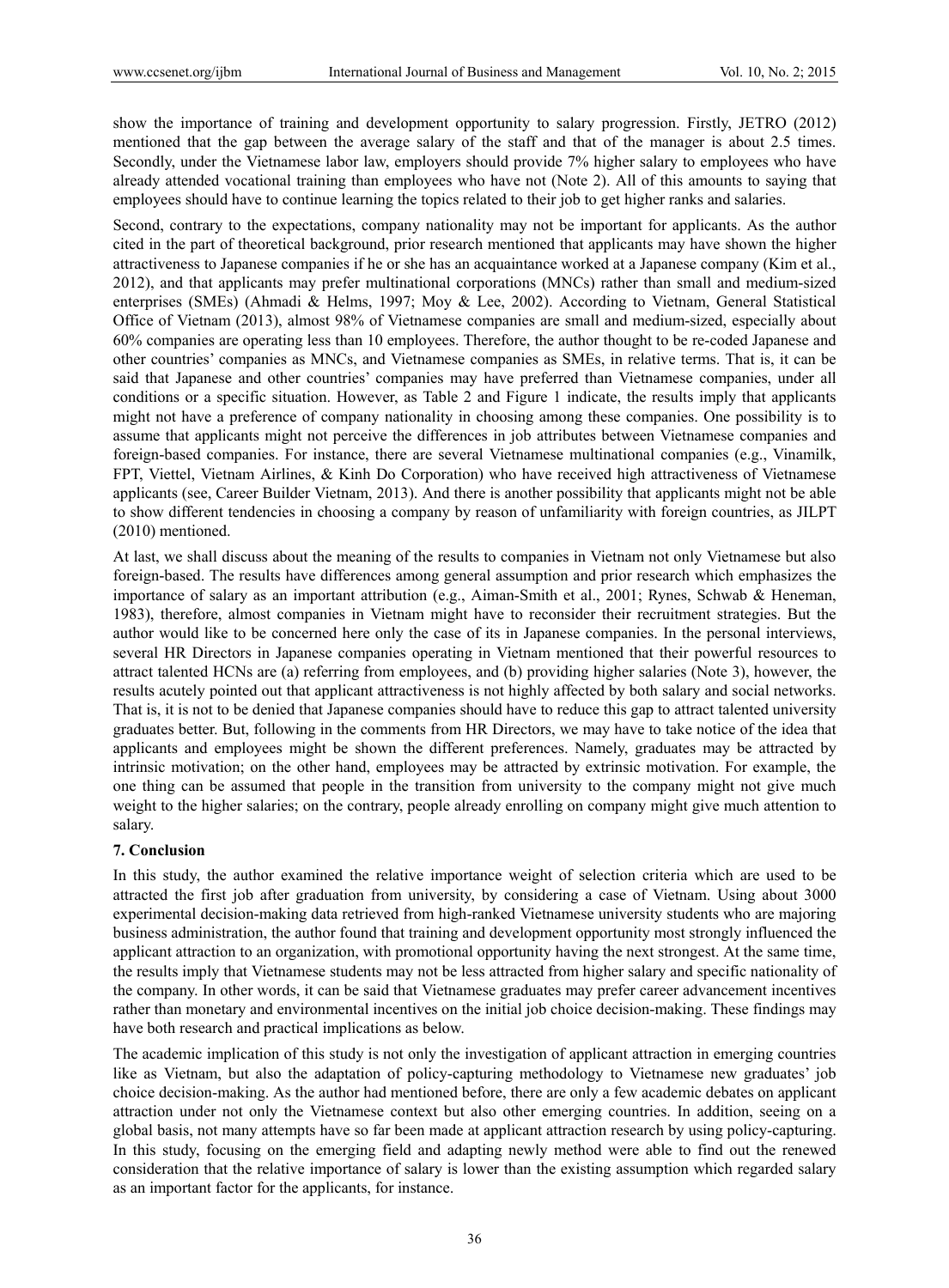show the importance of training and development opportunity to salary progression. Firstly, JETRO (2012) mentioned that the gap between the average salary of the staff and that of the manager is about 2.5 times. Secondly, under the Vietnamese labor law, employers should provide 7% higher salary to employees who have already attended vocational training than employees who have not (Note 2). All of this amounts to saying that employees should have to continue learning the topics related to their job to get higher ranks and salaries.

Second, contrary to the expectations, company nationality may not be important for applicants. As the author cited in the part of theoretical background, prior research mentioned that applicants may have shown the higher attractiveness to Japanese companies if he or she has an acquaintance worked at a Japanese company (Kim et al., 2012), and that applicants may prefer multinational corporations (MNCs) rather than small and medium-sized enterprises (SMEs) (Ahmadi & Helms, 1997; Moy & Lee, 2002). According to Vietnam, General Statistical Office of Vietnam (2013), almost 98% of Vietnamese companies are small and medium-sized, especially about 60% companies are operating less than 10 employees. Therefore, the author thought to be re-coded Japanese and other countries' companies as MNCs, and Vietnamese companies as SMEs, in relative terms. That is, it can be said that Japanese and other countries' companies may have preferred than Vietnamese companies, under all conditions or a specific situation. However, as Table 2 and Figure 1 indicate, the results imply that applicants might not have a preference of company nationality in choosing among these companies. One possibility is to assume that applicants might not perceive the differences in job attributes between Vietnamese companies and foreign-based companies. For instance, there are several Vietnamese multinational companies (e.g., Vinamilk, FPT, Viettel, Vietnam Airlines, & Kinh Do Corporation) who have received high attractiveness of Vietnamese applicants (see, Career Builder Vietnam, 2013). And there is another possibility that applicants might not be able to show different tendencies in choosing a company by reason of unfamiliarity with foreign countries, as JILPT (2010) mentioned.

At last, we shall discuss about the meaning of the results to companies in Vietnam not only Vietnamese but also foreign-based. The results have differences among general assumption and prior research which emphasizes the importance of salary as an important attribution (e.g., Aiman-Smith et al., 2001; Rynes, Schwab & Heneman, 1983), therefore, almost companies in Vietnam might have to reconsider their recruitment strategies. But the author would like to be concerned here only the case of its in Japanese companies. In the personal interviews, several HR Directors in Japanese companies operating in Vietnam mentioned that their powerful resources to attract talented HCNs are (a) referring from employees, and (b) providing higher salaries (Note 3), however, the results acutely pointed out that applicant attractiveness is not highly affected by both salary and social networks. That is, it is not to be denied that Japanese companies should have to reduce this gap to attract talented university graduates better. But, following in the comments from HR Directors, we may have to take notice of the idea that applicants and employees might be shown the different preferences. Namely, graduates may be attracted by intrinsic motivation; on the other hand, employees may be attracted by extrinsic motivation. For example, the one thing can be assumed that people in the transition from university to the company might not give much weight to the higher salaries; on the contrary, people already enrolling on company might give much attention to salary.

## 7. Conclusion

In this study, the author examined the relative importance weight of selection criteria which are used to be attracted the first job after graduation from university, by considering a case of Vietnam. Using about 3000 experimental decision-making data retrieved from high-ranked Vietnamese university students who are majoring business administration, the author found that training and development opportunity most strongly influenced the applicant attraction to an organization, with promotional opportunity having the next strongest. At the same time, the results imply that Vietnamese students may not be less attracted from higher salary and specific nationality of the company. In other words, it can be said that Vietnamese graduates may prefer career advancement incentives rather than monetary and environmental incentives on the initial job choice decision-making. These findings may have both research and practical implications as below.

The academic implication of this study is not only the investigation of applicant attraction in emerging countries like as Vietnam, but also the adaptation of policy-capturing methodology to Vietnamese new graduates' job choice decision-making. As the author had mentioned before, there are only a few academic debates on applicant attraction under not only the Vietnamese context but also other emerging countries. In addition, seeing on a global basis, not many attempts have so far been made at applicant attraction research by using policy-capturing. In this study, focusing on the emerging field and adapting newly method were able to find out the renewed consideration that the relative importance of salary is lower than the existing assumption which regarded salary as an important factor for the applicants, for instance.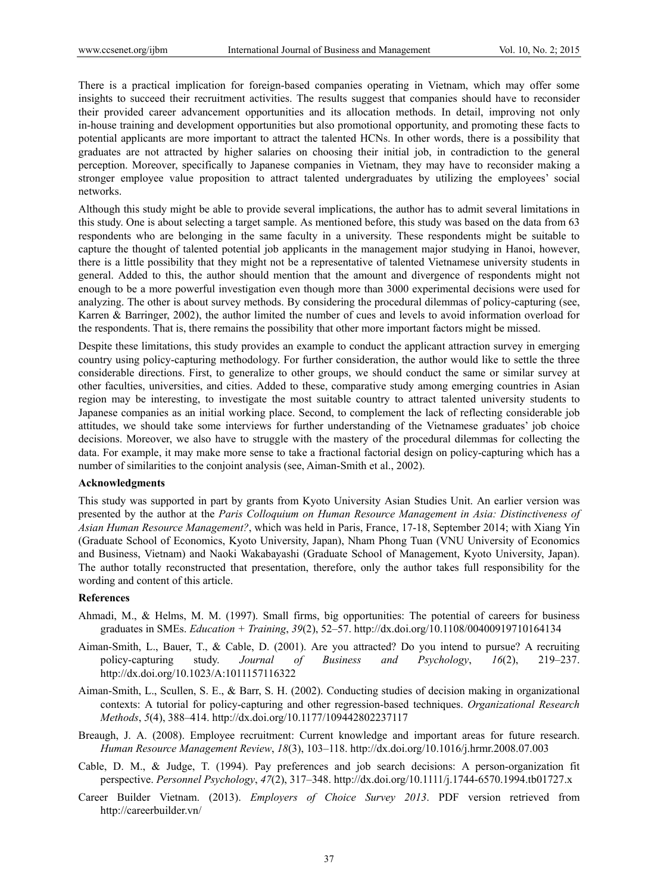There is a practical implication for foreign-based companies operating in Vietnam, which may offer some insights to succeed their recruitment activities. The results suggest that companies should have to reconsider their provided career advancement opportunities and its allocation methods. In detail, improving not only in-house training and development opportunities but also promotional opportunity, and promoting these facts to potential applicants are more important to attract the talented HCNs. In other words, there is a possibility that graduates are not attracted by higher salaries on choosing their initial job, in contradiction to the general perception. Moreover, specifically to Japanese companies in Vietnam, they may have to reconsider making a stronger employee value proposition to attract talented undergraduates by utilizing the employees' social networks.

Although this study might be able to provide several implications, the author has to admit several limitations in this study. One is about selecting a target sample. As mentioned before, this study was based on the data from 63 respondents who are belonging in the same faculty in a university. These respondents might be suitable to capture the thought of talented potential job applicants in the management major studying in Hanoi, however, there is a little possibility that they might not be a representative of talented Vietnamese university students in general. Added to this, the author should mention that the amount and divergence of respondents might not enough to be a more powerful investigation even though more than 3000 experimental decisions were used for analyzing. The other is about survey methods. By considering the procedural dilemmas of policy-capturing (see, Karren & Barringer, 2002), the author limited the number of cues and levels to avoid information overload for the respondents. That is, there remains the possibility that other more important factors might be missed.

Despite these limitations, this study provides an example to conduct the applicant attraction survey in emerging country using policy-capturing methodology. For further consideration, the author would like to settle the three considerable directions. First, to generalize to other groups, we should conduct the same or similar survey at other faculties, universities, and cities. Added to these, comparative study among emerging countries in Asian region may be interesting, to investigate the most suitable country to attract talented university students to Japanese companies as an initial working place. Second, to complement the lack of reflecting considerable job attitudes, we should take some interviews for further understanding of the Vietnamese graduates' job choice decisions. Moreover, we also have to struggle with the mastery of the procedural dilemmas for collecting the data. For example, it may make more sense to take a fractional factorial design on policy-capturing which has a number of similarities to the conjoint analysis (see, Aiman-Smith et al., 2002).

**Acknowledgments**

This study was supported in part by grants from Kyoto University Asian Studies Unit. An earlier version was presented by the author at the *Paris Colloquium on Human Resource Management in Asia: Distinctiveness of Asian Human Resource Management?*, which was held in Paris, France, 17-18, September 2014; with Xiang Yin (Graduate School of Economics, Kyoto University, Japan), Nham Phong Tuan (VNU University of Economics and Business, Vietnam) and Naoki Wakabayashi (Graduate School of Management, Kyoto University, Japan). The author totally reconstructed that presentation, therefore, only the author takes full responsibility for the wording and content of this article.

**References**

Ahmadi, M., & Helms, M. M. (1997). Small firms, big opportunities: The potential of careers for business graduates in SMEs. *Education + Training*, *39*(2), 52–57. http://dx.doi.org/10.1108/00400919710164134

Aiman-Smith, L., Bauer, T., & Cable, D. (2001). Are you attracted? Do you intend to pursue? A recruiting policy-capturing study. *Journal of Business and Psychology*, *16*(2), 219–237. http://dx.doi.org/10.1023/A:1011157116322

Aiman-Smith, L., Scullen, S. E., & Barr, S. H. (2002). Conducting studies of decision making in organizational contexts: A tutorial for policy-capturing and other regression-based techniques. *Organizational Research Methods*, *5*(4), 388–414. http://dx.doi.org/10.1177/109442802237117

Breaugh, J. A. (2008). Employee recruitment: Current knowledge and important areas for future research. *Human Resource Management Review*, *18*(3), 103–118. http://dx.doi.org/10.1016/j.hrmr.2008.07.003

Cable, D. M., & Judge, T. (1994). Pay preferences and job search decisions: A person-organization fit perspective. *Personnel Psychology*, *47*(2), 317–348. http://dx.doi.org/10.1111/j.1744-6570.1994.tb01727.x

Career Builder Vietnam. (2013). *Employers of Choice Survey 2013*. PDF version retrieved from http://careerbuilder.vn/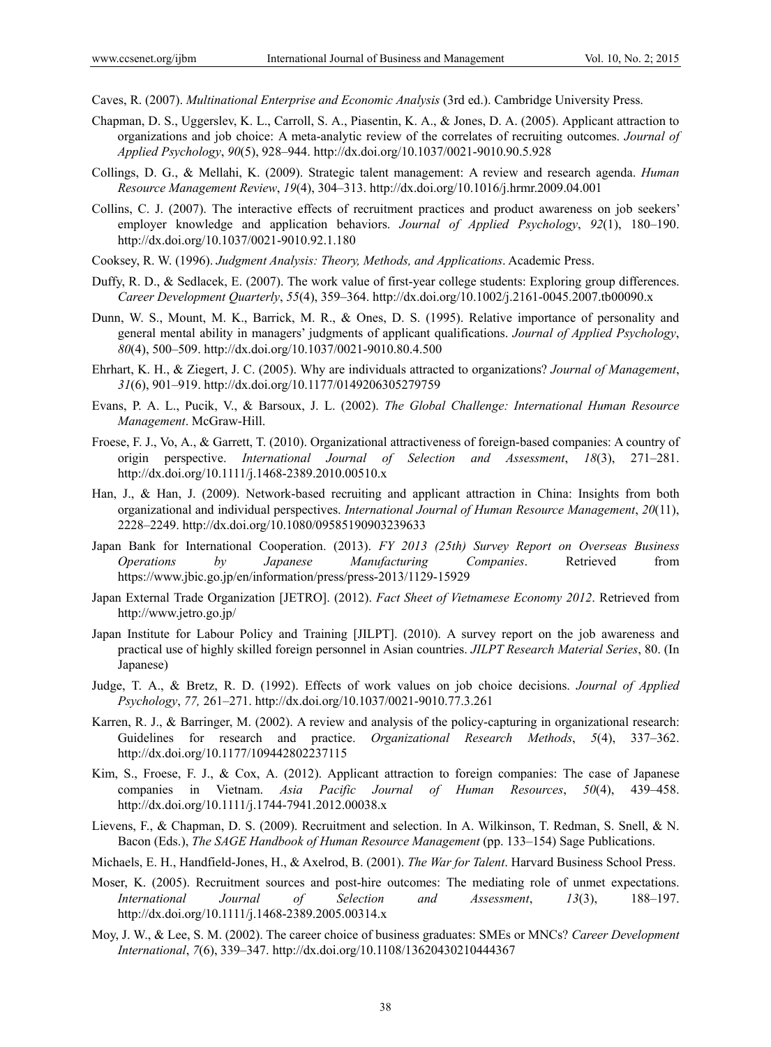Caves, R. (2007). *Multinational Enterprise and Economic Analysis* (3rd ed.). Cambridge University Press.

Chapman, D. S., Uggerslev, K. L., Carroll, S. A., Piasentin, K. A., & Jones, D. A. (2005). Applicant attraction to organizations and job choice: A meta-analytic review of the correlates of recruiting outcomes. *Journal of Applied Psychology*, *90*(5), 928–944. http://dx.doi.org/10.1037/0021-9010.90.5.928

Collings, D. G., & Mellahi, K. (2009). Strategic talent management: A review and research agenda. *Human Resource Management Review*, *19*(4), 304–313. http://dx.doi.org/10.1016/j.hrmr.2009.04.001

Collins, C. J. (2007). The interactive effects of recruitment practices and product awareness on job seekers' employer knowledge and application behaviors. *Journal of Applied Psychology*, *92*(1), 180–190. http://dx.doi.org/10.1037/0021-9010.92.1.180

Cooksey, R. W. (1996). *Judgment Analysis: Theory, Methods, and Applications*. Academic Press.

Duffy, R. D., & Sedlacek, E. (2007). The work value of first-year college students: Exploring group differences. *Career Development Quarterly*, *55*(4), 359–364. http://dx.doi.org/10.1002/j.2161-0045.2007.tb00090.x

Dunn, W. S., Mount, M. K., Barrick, M. R., & Ones, D. S. (1995). Relative importance of personality and general mental ability in managers' judgments of applicant qualifications. *Journal of Applied Psychology*, *80*(4), 500–509. http://dx.doi.org/10.1037/0021-9010.80.4.500

Ehrhart, K. H., & Ziegert, J. C. (2005). Why are individuals attracted to organizations? *Journal of Management*, *31*(6), 901–919. http://dx.doi.org/10.1177/0149206305279759

Evans, P. A. L., Pucik, V., & Barsoux, J. L. (2002). *The Global Challenge: International Human Resource Management*. McGraw-Hill.

Froese, F. J., Vo, A., & Garrett, T. (2010). Organizational attractiveness of foreign-based companies: A country of origin perspective. *International Journal of Selection and Assessment*, *18*(3), 271–281. http://dx.doi.org/10.1111/j.1468-2389.2010.00510.x

Han, J., & Han, J. (2009). Network-based recruiting and applicant attraction in China: Insights from both organizational and individual perspectives. *International Journal of Human Resource Management*, *20*(11), 2228–2249. http://dx.doi.org/10.1080/09585190903239633

Japan Bank for International Cooperation. (2013). *FY 2013 (25th) Survey Report on Overseas Business Operations by Japanese Manufacturing Companies*. Retrieved from https://www.jbic.go.jp/en/information/press/press-2013/1129-15929

Japan External Trade Organization [JETRO]. (2012). *Fact Sheet of Vietnamese Economy 2012*. Retrieved from http://www.jetro.go.jp/

Japan Institute for Labour Policy and Training [JILPT]. (2010). A survey report on the job awareness and practical use of highly skilled foreign personnel in Asian countries. *JILPT Research Material Series*, 80. (In Japanese)

Judge, T. A., & Bretz, R. D. (1992). Effects of work values on job choice decisions. *Journal of Applied Psychology*, *77,* 261–271. http://dx.doi.org/10.1037/0021-9010.77.3.261

Karren, R. J., & Barringer, M. (2002). A review and analysis of the policy-capturing in organizational research: Guidelines for research and practice. *Organizational Research Methods*, *5*(4), 337–362. http://dx.doi.org/10.1177/109442802237115

Kim, S., Froese, F. J., & Cox, A. (2012). Applicant attraction to foreign companies: The case of Japanese companies in Vietnam. *Asia Pacific Journal of Human Resources*, *50*(4), 439–458. http://dx.doi.org/10.1111/j.1744-7941.2012.00038.x

Lievens, F., & Chapman, D. S. (2009). Recruitment and selection. In A. Wilkinson, T. Redman, S. Snell, & N. Bacon (Eds.), *The SAGE Handbook of Human Resource Management* (pp. 133–154) Sage Publications.

Michaels, E. H., Handfield-Jones, H., & Axelrod, B. (2001). *The War for Talent*. Harvard Business School Press.

Moser, K. (2005). Recruitment sources and post-hire outcomes: The mediating role of unmet expectations. *International Journal of Selection and Assessment*, *13*(3), 188–197. http://dx.doi.org/10.1111/j.1468-2389.2005.00314.x

Moy, J. W., & Lee, S. M. (2002). The career choice of business graduates: SMEs or MNCs? *Career Development International*, *7*(6), 339–347. http://dx.doi.org/10.1108/13620430210444367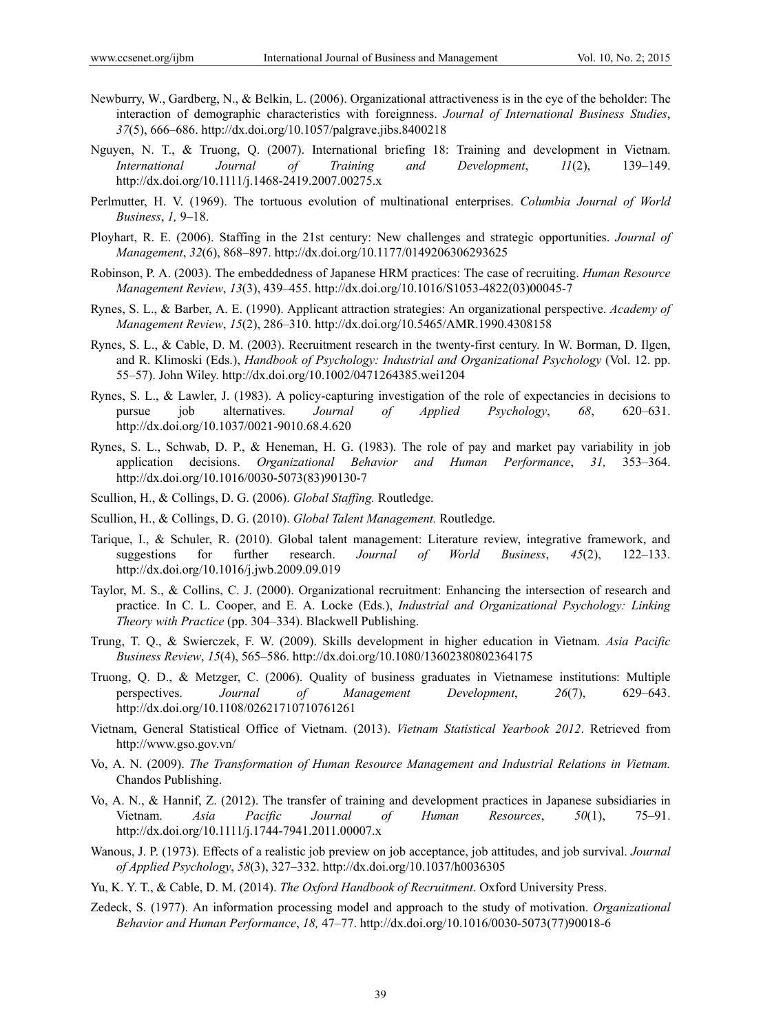Newburry, W., Gardberg, N., & Belkin, L. (2006). Organizational attractiveness is in the eye of the beholder: The interaction of demographic characteristics with foreignness. *Journal of International Business Studies*, *37*(5), 666–686. http://dx.doi.org/10.1057/palgrave.jibs.8400218

Nguyen, N. T., & Truong, Q. (2007). International briefing 18: Training and development in Vietnam. *International Journal of Training and Development*, *11*(2), 139–149. http://dx.doi.org/10.1111/j.1468-2419.2007.00275.x

Perlmutter, H. V. (1969). The tortuous evolution of multinational enterprises. *Columbia Journal of World Business*, *1,* 9–18.

Ployhart, R. E. (2006). Staffing in the 21st century: New challenges and strategic opportunities. *Journal of Management*, *32*(6), 868–897. http://dx.doi.org/10.1177/0149206306293625

Robinson, P. A. (2003). The embeddedness of Japanese HRM practices: The case of recruiting. *Human Resource Management Review*, *13*(3), 439–455. http://dx.doi.org/10.1016/S1053-4822(03)00045-7

Rynes, S. L., & Barber, A. E. (1990). Applicant attraction strategies: An organizational perspective. *Academy of Management Review*, *15*(2), 286–310. http://dx.doi.org/10.5465/AMR.1990.4308158

Rynes, S. L., & Cable, D. M. (2003). Recruitment research in the twenty-first century. In W. Borman, D. Ilgen, and R. Klimoski (Eds.), *Handbook of Psychology: Industrial and Organizational Psychology* (Vol. 12. pp. 55–57). John Wiley. http://dx.doi.org/10.1002/0471264385.wei1204

Rynes, S. L., & Lawler, J. (1983). A policy-capturing investigation of the role of expectancies in decisions to pursue job alternatives. *Journal of Applied Psychology*, *68*, 620–631. http://dx.doi.org/10.1037/0021-9010.68.4.620

Rynes, S. L., Schwab, D. P., & Heneman, H. G. (1983). The role of pay and market pay variability in job application decisions. *Organizational Behavior and Human Performance*, *31,* 353–364. http://dx.doi.org/10.1016/0030-5073(83)90130-7

Scullion, H., & Collings, D. G. (2006). *Global Staffing.* Routledge.

Scullion, H., & Collings, D. G. (2010). *Global Talent Management.* Routledge.

Tarique, I., & Schuler, R. (2010). Global talent management: Literature review, integrative framework, and suggestions for further research. *Journal of World Business*, *45*(2), 122–133. http://dx.doi.org/10.1016/j.jwb.2009.09.019

Taylor, M. S., & Collins, C. J. (2000). Organizational recruitment: Enhancing the intersection of research and practice. In C. L. Cooper, and E. A. Locke (Eds.), *Industrial and Organizational Psychology: Linking Theory with Practice* (pp. 304–334). Blackwell Publishing.

Trung, T. Q., & Swierczek, F. W. (2009). Skills development in higher education in Vietnam. *Asia Pacific Business Review*, *15*(4), 565–586. http://dx.doi.org/10.1080/13602380802364175

Truong, Q. D., & Metzger, C. (2006). Quality of business graduates in Vietnamese institutions: Multiple perspectives. *Journal of Management Development*, *26*(7), 629–643. http://dx.doi.org/10.1108/02621710710761261

Vietnam, General Statistical Office of Vietnam. (2013). *Vietnam Statistical Yearbook 2012*. Retrieved from http://www.gso.gov.vn/

Vo, A. N. (2009). *The Transformation of Human Resource Management and Industrial Relations in Vietnam.* Chandos Publishing.

Vo, A. N., & Hannif, Z. (2012). The transfer of training and development practices in Japanese subsidiaries in Vietnam. *Asia Pacific Journal of Human Resources*, *50*(1), 75–91. http://dx.doi.org/10.1111/j.1744-7941.2011.00007.x

Wanous, J. P. (1973). Effects of a realistic job preview on job acceptance, job attitudes, and job survival. *Journal of Applied Psychology*, *58*(3), 327–332. http://dx.doi.org/10.1037/h0036305

Yu, K. Y. T., & Cable, D. M. (2014). *The Oxford Handbook of Recruitment*. Oxford University Press.

Zedeck, S. (1977). An information processing model and approach to the study of motivation. *Organizational Behavior and Human Performance*, *18,* 47–77. http://dx.doi.org/10.1016/0030-5073(77)90018-6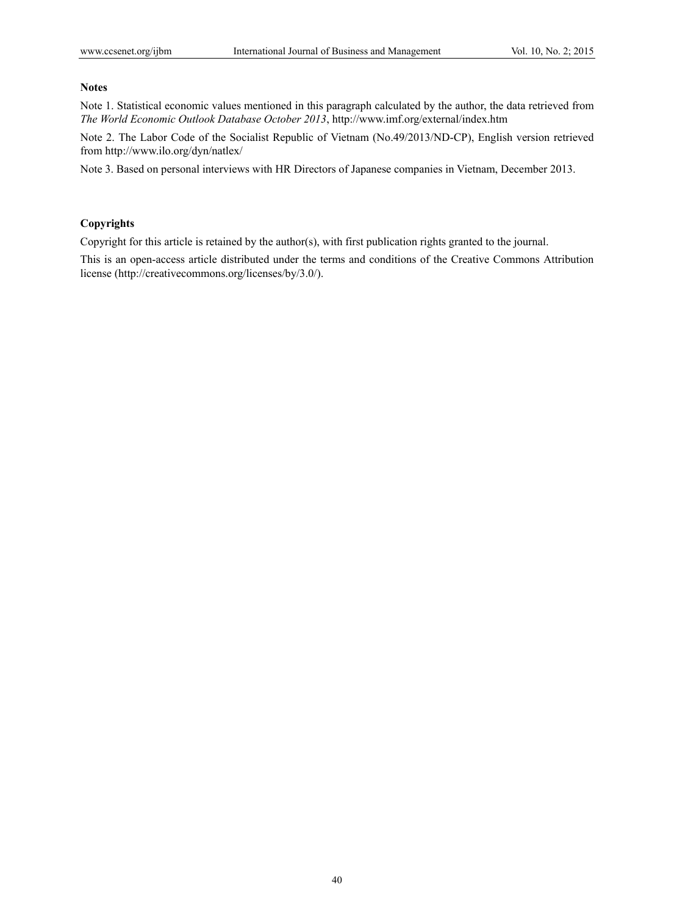**Notes**

Note 1. Statistical economic values mentioned in this paragraph calculated by the author, the data retrieved from *The World Economic Outlook Database October 2013*, http://www.imf.org/external/index.htm

Note 2. The Labor Code of the Socialist Republic of Vietnam (No.49/2013/ND-CP), English version retrieved from http://www.ilo.org/dyn/natlex/

Note 3. Based on personal interviews with HR Directors of Japanese companies in Vietnam, December 2013.

**Copyrights**

Copyright for this article is retained by the author(s), with first publication rights granted to the journal.

This is an open-access article distributed under the terms and conditions of the Creative Commons Attribution license (http://creativecommons.org/licenses/by/3.0/).